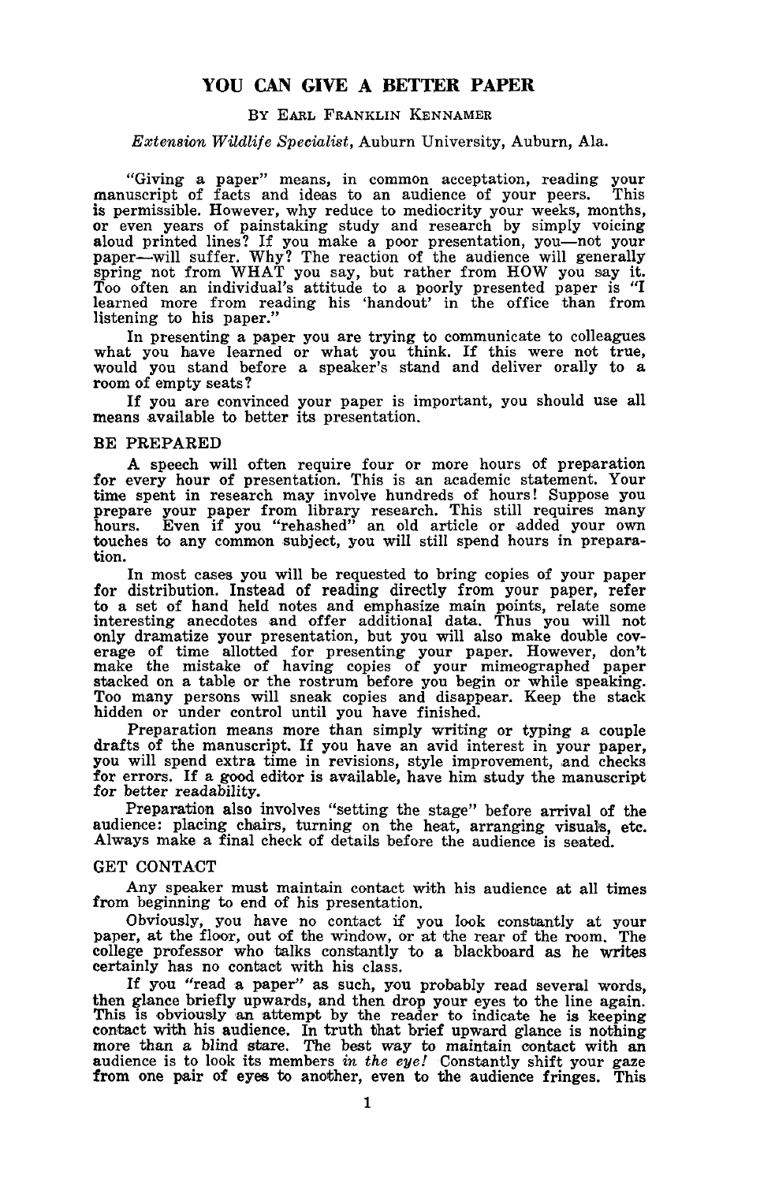# YOU CAN GIVE A BETTER PAPER

BY EARL FRANKLIN KENNAMER

*Extension Wildlife Specialist*, Auburn University, Auburn, Ala.

"Giving a paper" means, in common acceptation, reading your manuscript of facts and ideas to an audience of your peers. This is permissible. However, why reduce to mediocrity your weeks, months, or even years of painstaking study and research by simply voicing aloud printed lines? If you make a poor presentation, you—not your paper—will suffer. Why? The reaction of the audience will generally spring not from WHAT you say, but rather from HOW you say it. Too often an individual's attitude to a poorly presented paper is "I learned more from reading his 'handout' in the office than from listening to his paper."

In presenting a paper you are trying to communicate to colleagues what you have learned or what you think. If this were not true, would you stand before a speaker's stand and deliver orally to a room of empty seats?

If you are convinced your paper is important, you should use all means available to better its presentation.

## BE PREPARED

A speech will often require four or more hours of preparation for every hour of presentation. This is an academic statement. Your time spent in research may involve hundreds of hours! Suppose you prepare your paper from library research. This still requires many hours. Even if you "rehashed" an old article or added your own touches to any common subject, you will still spend hours in preparation.

In most cases you will be requested to bring copies of your paper for distribution. Instead of reading directly from your paper, refer to a set of hand held notes and emphasize main points, relate some interesting anecdotes and offer additional data. Thus you will not only dramatize your presentation, but you will also make double coverage of time allotted for presenting your paper. However, don't make the mistake of having copies of your mimeographed paper stacked on a table or the rostrum before you begin or while speaking. Too many persons will sneak copies and disappear. Keep the stack hidden or under control until you have finished.

Preparation means more than simply writing or typing a couple drafts of the manuscript. If you have an avid interest in your paper, you will spend extra time in revisions, style improvement, and checks for errors. If a good editor is available, have him study the manuscript for better readability.

Preparation also involves "setting the stage" before arrival of the audience: placing chairs, turning on the heat, arranging visuals, etc. Always make a final check of details before the audience is seated.

## GET CONTACT

Any speaker must maintain contact with his audience at all times from beginning to end of his presentation.

Obviously, you have no contact if you look constantly at your paper, at the floor, out of the window, or at the rear of the room. The college professor who talks constantly to a blackboard as he writes certainly has no contact with his class.

If you "read a paper" as such, you probably read several words, then glance briefly upwards, and then drop your eyes to the line again. This is obviously an attempt by the reader to indicate he is keeping contact with his audience. In truth that brief upward glance is nothing more than a blind stare. The best way to maintain contact with an audience is to look its members *in the eye!* Constantly shift your gaze from one pair of eyes to another, even to the audience fringes. This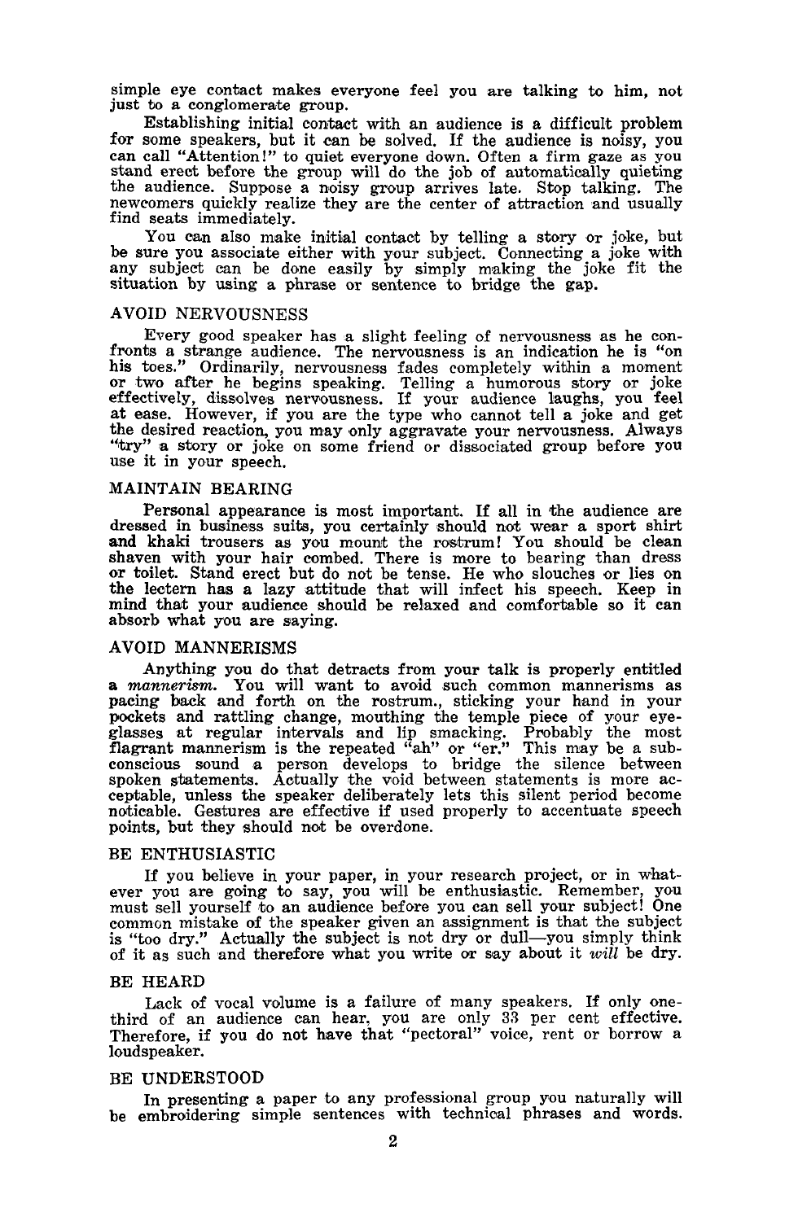simple eye contact makes everyone feel you are talking to him, not just to a conglomerate group.

Establishing initial contact with an audience is a difficult problem for some speakers, but it can be solved. If the audience is noisy, you can call "Attention!" to quiet everyone down. Often a firm gaze as you stand erect before the group will do the job of automatically quieting the audience. Suppose a noisy group arrives late. Stop talking. The newcomers quickly realize they are the center of attraction and usually find seats immediately.

You can also make initial contact by telling a story or joke, but be sure you associate either with your subject. Connecting a joke with any subject can be done easily by simply making the joke fit the situation by using a phrase or sentence to bridge the gap.

## AVOID NERVOUSNESS

Every good speaker has a slight feeling of nervousness as he confronts a strange audience. The nervousness is an indication he is "on his toes." Ordinarily, nervousness fades completely within a moment or two after he begins speaking. Telling a humorous story or joke effectively, dissolves nervousness. If your audience laughs, you feel at ease. However, if you are the type who cannot tell a joke and get the desired reaction, you may only aggravate your nervousness. Always "try" a story or joke on some friend or dissociated group before you use it in your speech.

## MAINTAIN BEARING

Personal appearance is most important. If all in the audience are dressed in business suits, you certainly should not wear a sport shirt and khaki trousers as you mount the rostrum! You should be clean shaven with your hair combed. There is more to bearing than dress or toilet. Stand erect but do not be tense. He who slouches or lies on the lectern has a lazy attitude that will infect his speech. Keep in mind that your audience should be relaxed and comfortable so it can absorb what you are saying.

## AVOID MANNERISMS

Anything you do that detracts from your talk is properly entitled a *mannerism*. You will want to avoid such common mannerisms as pacing back and forth on the rostrum., sticking your hand in your pockets and rattling change, mouthing the temple piece of your eyeglasses at regular intervals and lip smacking. Probably the most flagrant mannerism is the repeated "ah" or "er." This may be a subconscious sound a person develops to bridge the silence between spoken statements. Actually the void between statements is more acceptable, unless the speaker deliberately lets this silent period become noticable. Gestures are effective if used properly to accentuate speech points, but they should not be overdone.

## BE ENTHUSIASTIC

If you believe in your paper, in your research project, or in whatever you are going to say, you will be enthusiastic. Remember, you must sell yourself to an audience before you can sell your subject! One common mistake of the speaker given an assignment is that the subject is "too dry." Actually the subject is not dry or dull—you simply think of it as such and therefore what you write or say about it *will* be dry.

## BE HEARD

Lack of vocal volume is a failure of many speakers. If only one-third of an audience can hear, you are only 33 per cent effective. Therefore, if you do not have that "pectoral" voice, rent or borrow a loudspeaker.

## BE UNDERSTOOD

In presenting a paper to any professional group you naturally will be embroidering simple sentences with technical phrases and words.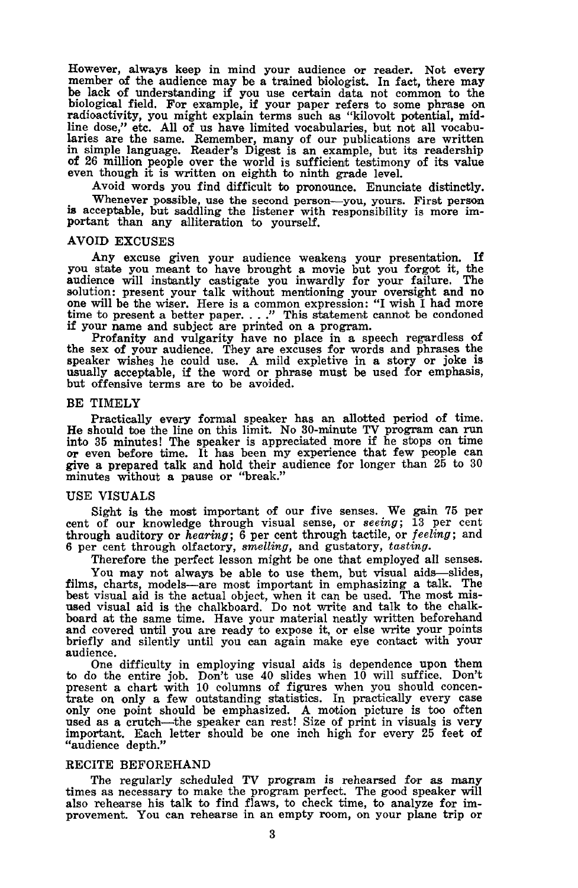However, always keep in mind your audience or reader. Not every member of the audience may be a trained biologist. In fact, there may be lack of understanding if you use certain data not common to the biological field. For example, if your paper refers to some phrase on radioactivity, you might explain terms such as "kilovolt potential, midline dose," etc. All of us have limited vocabularies, but not all vocabularies are the same. Remember, many of our publications are written in simple language. Reader's Digest is an example, but its readership of 26 million people over the world is sufficient testimony of its value even though it is written on eighth to ninth grade level.

Avoid words you find difficult to pronounce. Enunciate distinctly.

Whenever possible, use the second person—you, yours. First person is acceptable, but saddling the listener with responsibility is more important than any alliteration to yourself.

## AVOID EXCUSES

Any excuse given your audience weakens your presentation. If you state you meant to have brought a movie but you forgot it, the audience will instantly castigate you inwardly for your failure. The solution: present your talk without mentioning your oversight and no one will be the wiser. Here is a common expression: "I wish I had more time to present a better paper. . . ." This statement cannot be condoned if your name and subject are printed on a program.

Profanity and vulgarity have no place in a speech regardless of the sex of your audience. They are excuses for words and phrases the speaker wishes he could use. A mild expletive in a story or joke is usually acceptable, if the word or phrase must be used for emphasis, but offensive terms are to be avoided.

## BE TIMELY

Practically every formal speaker has an allotted period of time. He should toe the line on this limit. No 30-minute TV program can run into 35 minutes! The speaker is appreciated more if he stops on time or even before time. It has been my experience that few people can give a prepared talk and hold their audience for longer than 25 to 30 minutes without a pause or "break."

## USE VISUALS

Sight is the most important of our five senses. We gain 75 per cent of our knowledge through visual sense, or *seeing*; 13 per cent through auditory or *hearing*; 6 per cent through tactile, or *feeling*; and 6 per cent through olfactory, *smelling*, and gustatory, *tasting*.

Therefore the perfect lesson might be one that employed all senses.

You may not always be able to use them, but visual aids—slides, films, charts, models—are most important in emphasizing a talk. The best visual aid is the actual object, when it can be used. The most misused visual aid is the chalkboard. Do not write and talk to the chalkboard at the same time. Have your material neatly written beforehand and covered until you are ready to expose it, or else write your points briefly and silently until you can again make eye contact with your audience.

One difficulty in employing visual aids is dependence upon them to do the entire job. Don't use 40 slides when 10 will suffice. Don't present a chart with 10 columns of figures when you should concentrate on only a few outstanding statistics. In practically every case only one point should be emphasized. A motion picture is too often used as a crutch—the speaker can rest! Size of print in visuals is very important. Each letter should be one inch high for every 25 feet of "audience depth."

## RECITE BEFOREHAND

The regularly scheduled TV program is rehearsed for as many times as necessary to make the program perfect. The good speaker will also rehearse his talk to find flaws, to check time, to analyze for improvement. You can rehearse in an empty room, on your plane trip or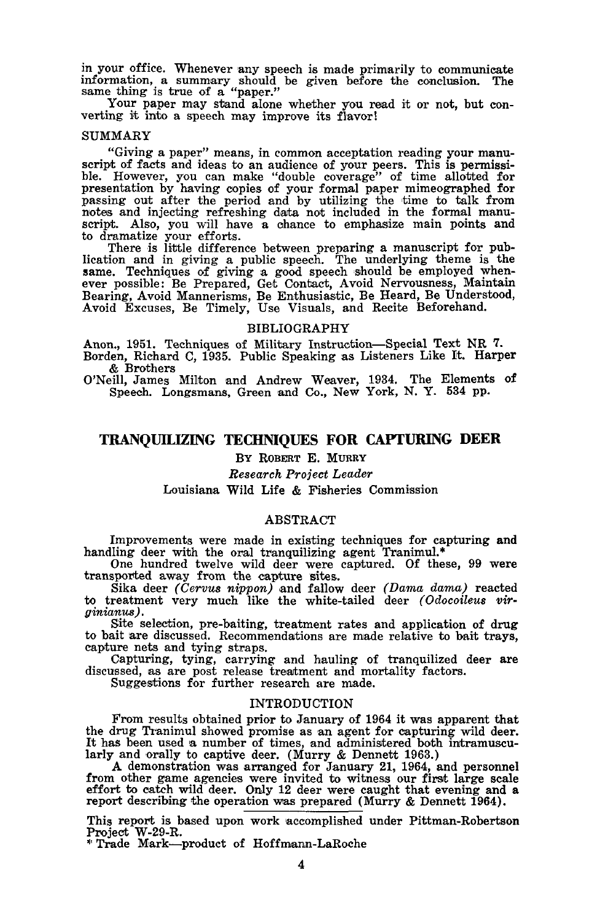in your office. Whenever any speech is made primarily to communicate information, a summary should be given before the conclusion. The same thing is true of a "paper."

Your paper may stand alone whether you read it or not, but converting it into a speech may improve its flavor!

## SUMMARY

"Giving a paper" means, in common acceptation reading your manuscript of facts and ideas to an audience of your peers. This is permissible. However, you can make "double coverage" of time allotted for presentation by having copies of your formal paper mimeographed for passing out after the period and by utilizing the time to talk from notes and injecting refreshing data not included in the formal manuscript. Also, you will have a chance to emphasize main points and to dramatize your efforts.

There is little difference between preparing a manuscript for publication and in giving a public speech. The underlying theme is the same. Techniques of giving a good speech should be employed whenever possible: Be Prepared, Get Contact, Avoid Nervousness, Maintain Bearing, Avoid Mannerisms, Be Enthusiastic, Be Heard, Be Understood, Avoid Excuses, Be Timely, Use Visuals, and Recite Beforehand.

## BIBLIOGRAPHY

Anon., 1951. Techniques of Military Instruction—Special Text NR 7.

Borden, Richard C, 1935. Public Speaking as Listeners Like It. Harper & Brothers

O'Neill, James Milton and Andrew Weaver, 1934. The Elements of Speech. Longsmans, Green and Co., New York, N. Y. 534 pp.

# TRANQUILIZING TECHNIQUES FOR CAPTURING DEER

By Robert E. Murry

*Research Project Leader*

Louisiana Wild Life & Fisheries Commission

## ABSTRACT

Improvements were made in existing techniques for capturing and handling deer with the oral tranquilizing agent Tranimul.*

One hundred twelve wild deer were captured. Of these, 99 were transported away from the capture sites.

Sika deer *(Cervus nippon)* and fallow deer *(Dama dama)* reacted to treatment very much like the white-tailed deer *(Odocoileus virginianus)*.

Site selection, pre-baiting, treatment rates and application of drug to bait are discussed. Recommendations are made relative to bait trays, capture nets and tying straps.

Capturing, tying, carrying and hauling of tranquilized deer are discussed, as are post release treatment and mortality factors.

Suggestions for further research are made.

## INTRODUCTION

From results obtained prior to January of 1964 it was apparent that the drug Tranimul showed promise as an agent for capturing wild deer. It has been used a number of times, and administered both intramuscularly and orally to captive deer. (Murry & Dennett 1963.)

A demonstration was arranged for January 21, 1964, and personnel from other game agencies were invited to witness our first large scale effort to catch wild deer. Only 12 deer were caught that evening and a report describing the operation was prepared (Murry & Dennett 1964).

This report is based upon work accomplished under Pittman-Robertson Project W-29-R.

* Trade Mark—product of Hoffmann-LaRoche